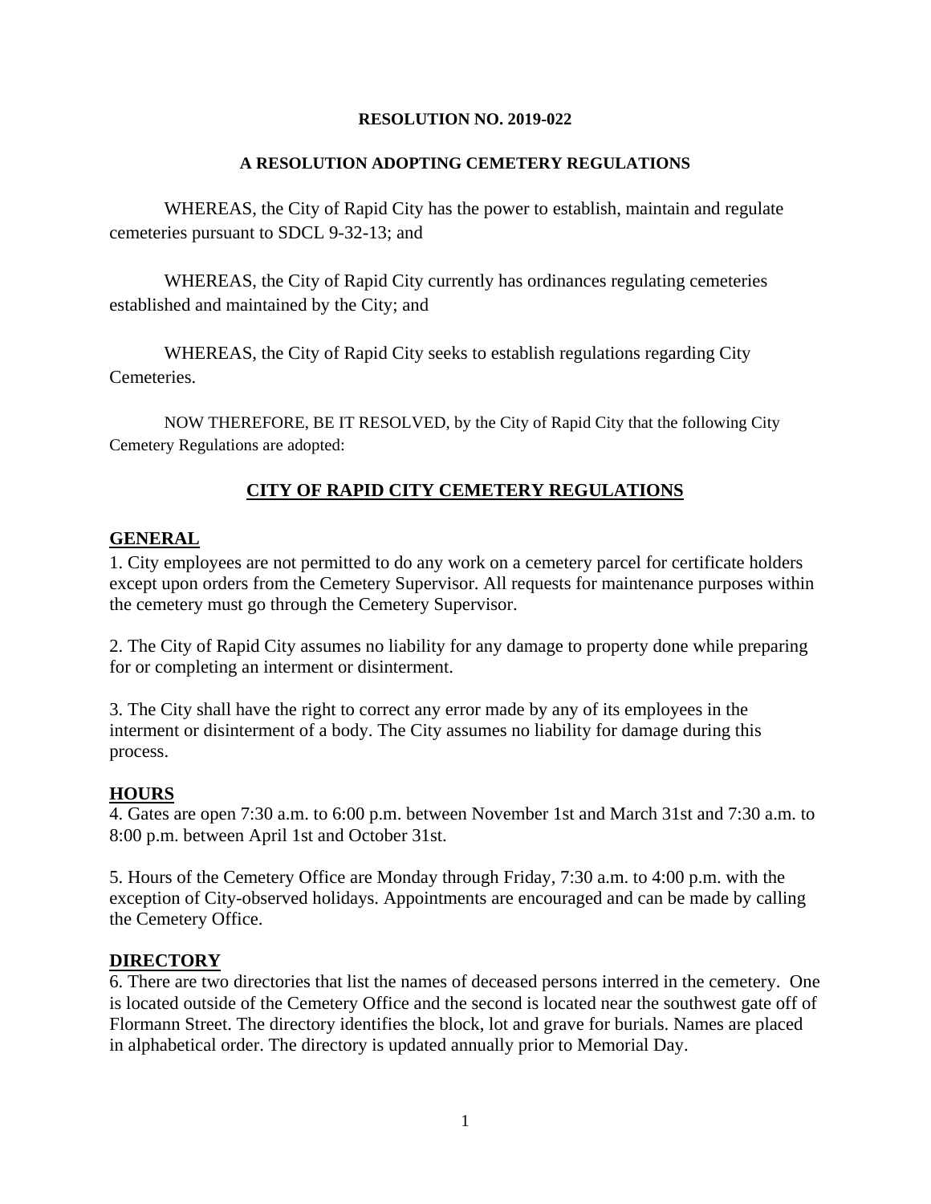**RESOLUTION NO. 2019-022**

**A RESOLUTION ADOPTING CEMETERY REGULATIONS**

WHEREAS, the City of Rapid City has the power to establish, maintain and regulate cemeteries pursuant to SDCL 9-32-13; and

WHEREAS, the City of Rapid City currently has ordinances regulating cemeteries established and maintained by the City; and

WHEREAS, the City of Rapid City seeks to establish regulations regarding City Cemeteries.

NOW THEREFORE, BE IT RESOLVED, by the City of Rapid City that the following City Cemetery Regulations are adopted:

# CITY OF RAPID CITY CEMETERY REGULATIONS

## GENERAL

1. City employees are not permitted to do any work on a cemetery parcel for certificate holders except upon orders from the Cemetery Supervisor. All requests for maintenance purposes within the cemetery must go through the Cemetery Supervisor.

2. The City of Rapid City assumes no liability for any damage to property done while preparing for or completing an interment or disinterment.

3. The City shall have the right to correct any error made by any of its employees in the interment or disinterment of a body. The City assumes no liability for damage during this process.

## HOURS

4. Gates are open 7:30 a.m. to 6:00 p.m. between November 1st and March 31st and 7:30 a.m. to 8:00 p.m. between April 1st and October 31st.

5. Hours of the Cemetery Office are Monday through Friday, 7:30 a.m. to 4:00 p.m. with the exception of City-observed holidays. Appointments are encouraged and can be made by calling the Cemetery Office.

## DIRECTORY

6. There are two directories that list the names of deceased persons interred in the cemetery. One is located outside of the Cemetery Office and the second is located near the southwest gate off of Flormann Street. The directory identifies the block, lot and grave for burials. Names are placed in alphabetical order. The directory is updated annually prior to Memorial Day.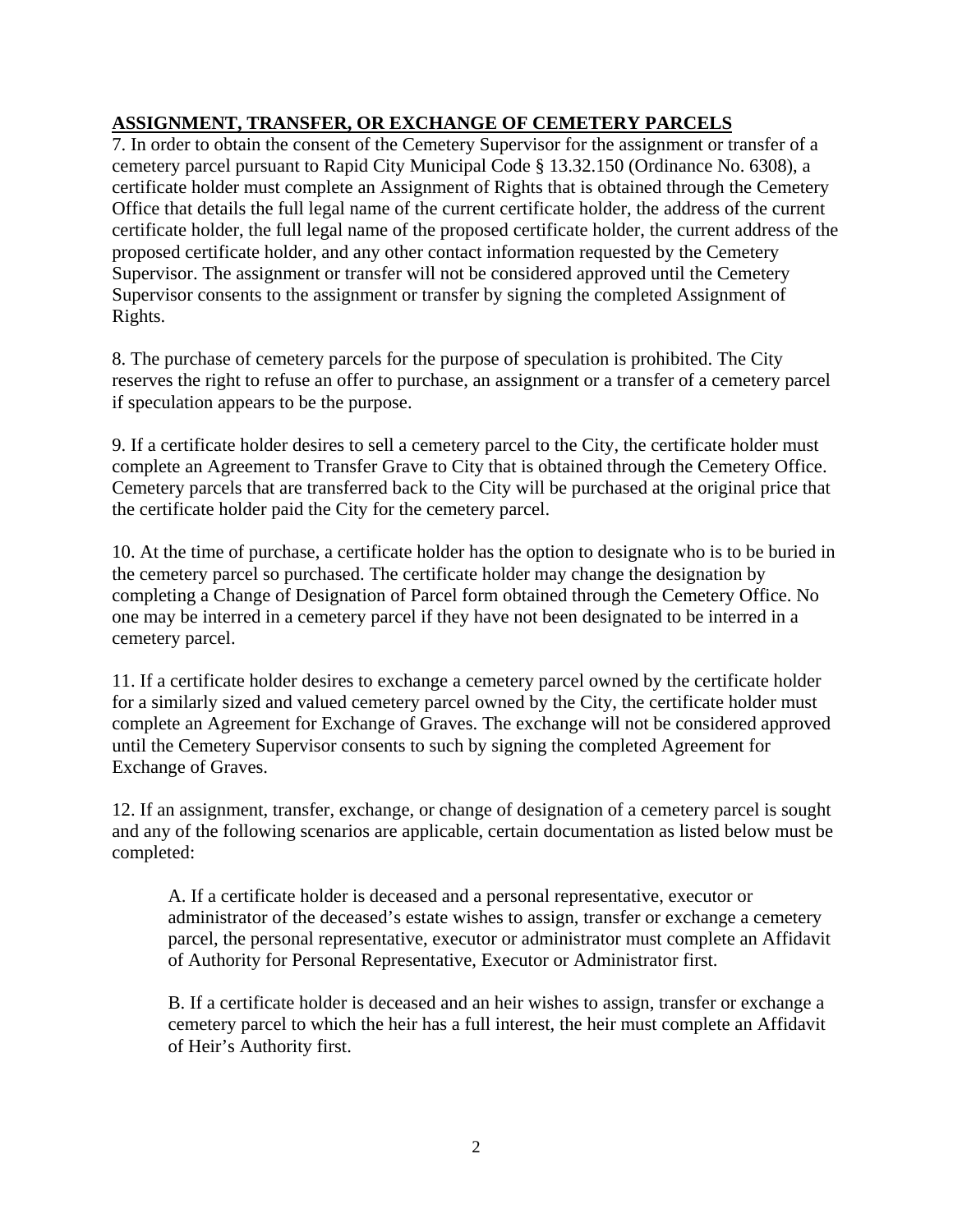**ASSIGNMENT, TRANSFER, OR EXCHANGE OF CEMETERY PARCELS**

7. In order to obtain the consent of the Cemetery Supervisor for the assignment or transfer of a cemetery parcel pursuant to Rapid City Municipal Code § 13.32.150 (Ordinance No. 6308), a certificate holder must complete an Assignment of Rights that is obtained through the Cemetery Office that details the full legal name of the current certificate holder, the address of the current certificate holder, the full legal name of the proposed certificate holder, the current address of the proposed certificate holder, and any other contact information requested by the Cemetery Supervisor. The assignment or transfer will not be considered approved until the Cemetery Supervisor consents to the assignment or transfer by signing the completed Assignment of Rights.

8. The purchase of cemetery parcels for the purpose of speculation is prohibited. The City reserves the right to refuse an offer to purchase, an assignment or a transfer of a cemetery parcel if speculation appears to be the purpose.

9. If a certificate holder desires to sell a cemetery parcel to the City, the certificate holder must complete an Agreement to Transfer Grave to City that is obtained through the Cemetery Office. Cemetery parcels that are transferred back to the City will be purchased at the original price that the certificate holder paid the City for the cemetery parcel.

10. At the time of purchase, a certificate holder has the option to designate who is to be buried in the cemetery parcel so purchased. The certificate holder may change the designation by completing a Change of Designation of Parcel form obtained through the Cemetery Office. No one may be interred in a cemetery parcel if they have not been designated to be interred in a cemetery parcel.

11. If a certificate holder desires to exchange a cemetery parcel owned by the certificate holder for a similarly sized and valued cemetery parcel owned by the City, the certificate holder must complete an Agreement for Exchange of Graves. The exchange will not be considered approved until the Cemetery Supervisor consents to such by signing the completed Agreement for Exchange of Graves.

12. If an assignment, transfer, exchange, or change of designation of a cemetery parcel is sought and any of the following scenarios are applicable, certain documentation as listed below must be completed:

A. If a certificate holder is deceased and a personal representative, executor or administrator of the deceased's estate wishes to assign, transfer or exchange a cemetery parcel, the personal representative, executor or administrator must complete an Affidavit of Authority for Personal Representative, Executor or Administrator first.

B. If a certificate holder is deceased and an heir wishes to assign, transfer or exchange a cemetery parcel to which the heir has a full interest, the heir must complete an Affidavit of Heir's Authority first.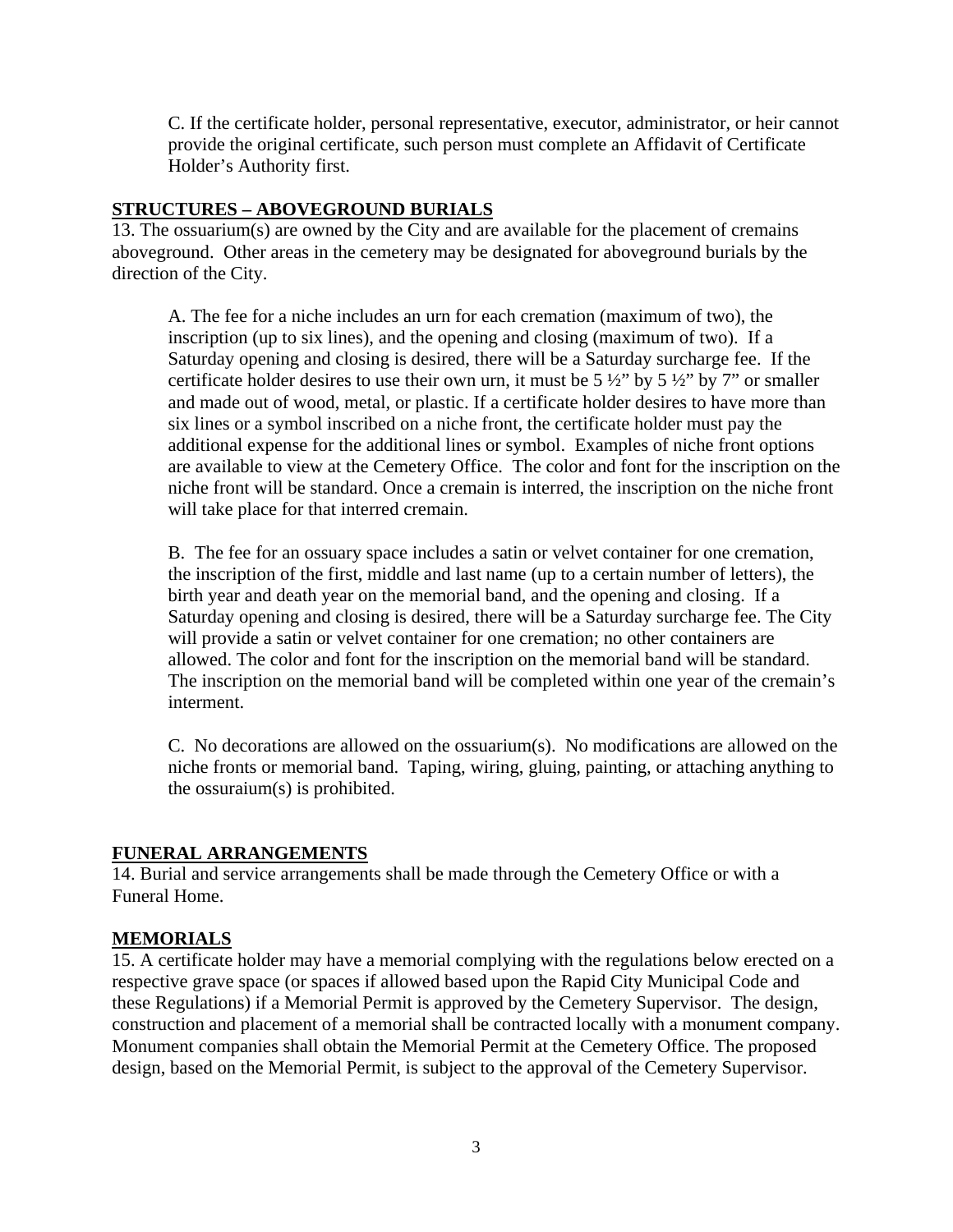C. If the certificate holder, personal representative, executor, administrator, or heir cannot provide the original certificate, such person must complete an Affidavit of Certificate Holder's Authority first.

## STRUCTURES – ABOVEGROUND BURIALS

13. The ossuarium(s) are owned by the City and are available for the placement of cremains aboveground. Other areas in the cemetery may be designated for aboveground burials by the direction of the City.

A. The fee for a niche includes an urn for each cremation (maximum of two), the inscription (up to six lines), and the opening and closing (maximum of two). If a Saturday opening and closing is desired, there will be a Saturday surcharge fee. If the certificate holder desires to use their own urn, it must be 5 ½" by 5 ½" by 7" or smaller and made out of wood, metal, or plastic. If a certificate holder desires to have more than six lines or a symbol inscribed on a niche front, the certificate holder must pay the additional expense for the additional lines or symbol. Examples of niche front options are available to view at the Cemetery Office. The color and font for the inscription on the niche front will be standard. Once a cremain is interred, the inscription on the niche front will take place for that interred cremain.

B. The fee for an ossuary space includes a satin or velvet container for one cremation, the inscription of the first, middle and last name (up to a certain number of letters), the birth year and death year on the memorial band, and the opening and closing. If a Saturday opening and closing is desired, there will be a Saturday surcharge fee. The City will provide a satin or velvet container for one cremation; no other containers are allowed. The color and font for the inscription on the memorial band will be standard. The inscription on the memorial band will be completed within one year of the cremain's interment.

C. No decorations are allowed on the ossuarium(s). No modifications are allowed on the niche fronts or memorial band. Taping, wiring, gluing, painting, or attaching anything to the ossuraium(s) is prohibited.

## FUNERAL ARRANGEMENTS

14. Burial and service arrangements shall be made through the Cemetery Office or with a Funeral Home.

## MEMORIALS

15. A certificate holder may have a memorial complying with the regulations below erected on a respective grave space (or spaces if allowed based upon the Rapid City Municipal Code and these Regulations) if a Memorial Permit is approved by the Cemetery Supervisor. The design, construction and placement of a memorial shall be contracted locally with a monument company. Monument companies shall obtain the Memorial Permit at the Cemetery Office. The proposed design, based on the Memorial Permit, is subject to the approval of the Cemetery Supervisor.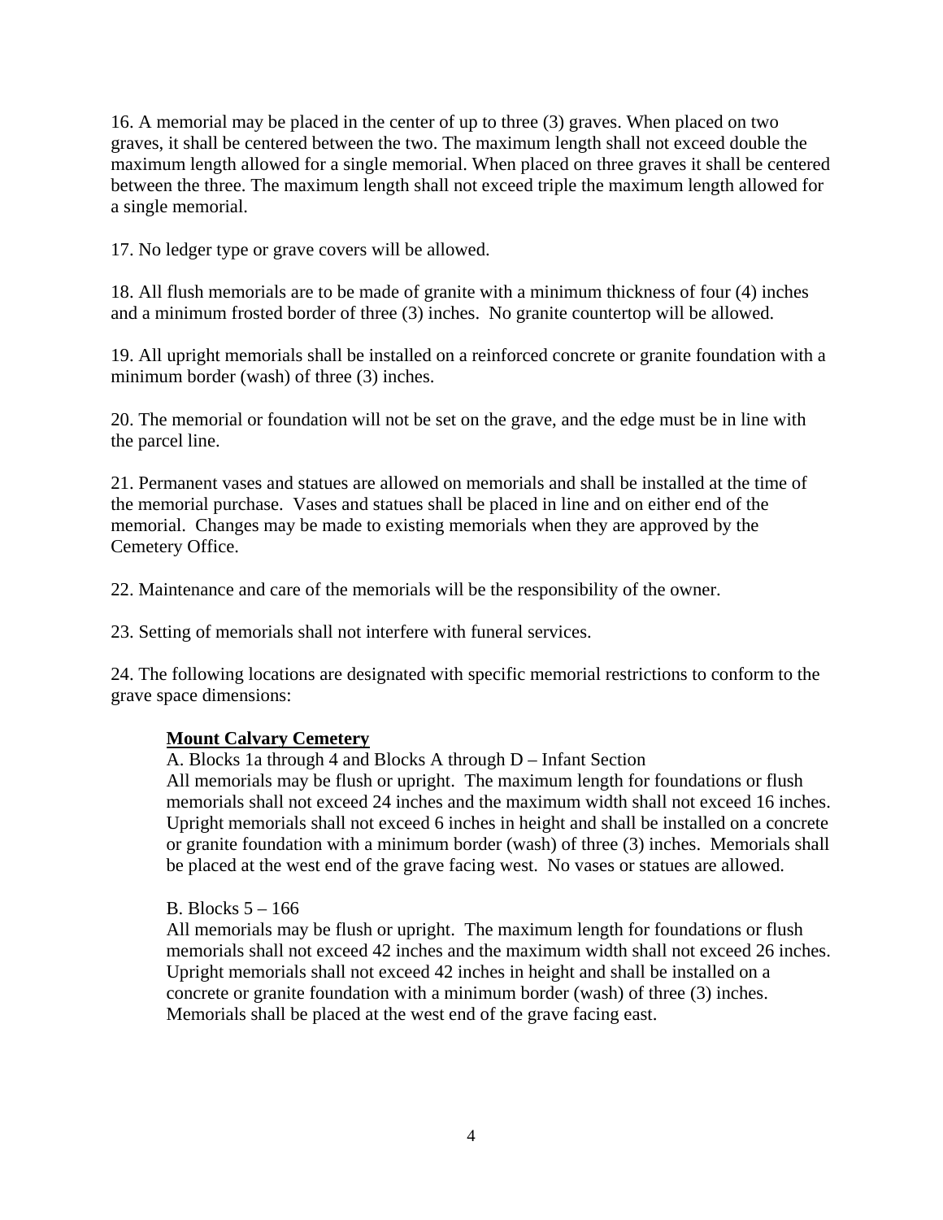16. A memorial may be placed in the center of up to three (3) graves. When placed on two graves, it shall be centered between the two. The maximum length shall not exceed double the maximum length allowed for a single memorial. When placed on three graves it shall be centered between the three. The maximum length shall not exceed triple the maximum length allowed for a single memorial.

17. No ledger type or grave covers will be allowed.

18. All flush memorials are to be made of granite with a minimum thickness of four (4) inches and a minimum frosted border of three (3) inches. No granite countertop will be allowed.

19. All upright memorials shall be installed on a reinforced concrete or granite foundation with a minimum border (wash) of three (3) inches.

20. The memorial or foundation will not be set on the grave, and the edge must be in line with the parcel line.

21. Permanent vases and statues are allowed on memorials and shall be installed at the time of the memorial purchase. Vases and statues shall be placed in line and on either end of the memorial. Changes may be made to existing memorials when they are approved by the Cemetery Office.

22. Maintenance and care of the memorials will be the responsibility of the owner.

23. Setting of memorials shall not interfere with funeral services.

24. The following locations are designated with specific memorial restrictions to conform to the grave space dimensions:

**Mount Calvary Cemetery**

A. Blocks 1a through 4 and Blocks A through D – Infant Section
All memorials may be flush or upright. The maximum length for foundations or flush memorials shall not exceed 24 inches and the maximum width shall not exceed 16 inches. Upright memorials shall not exceed 6 inches in height and shall be installed on a concrete or granite foundation with a minimum border (wash) of three (3) inches. Memorials shall be placed at the west end of the grave facing west. No vases or statues are allowed.

B. Blocks 5 – 166
All memorials may be flush or upright. The maximum length for foundations or flush memorials shall not exceed 42 inches and the maximum width shall not exceed 26 inches. Upright memorials shall not exceed 42 inches in height and shall be installed on a concrete or granite foundation with a minimum border (wash) of three (3) inches. Memorials shall be placed at the west end of the grave facing east.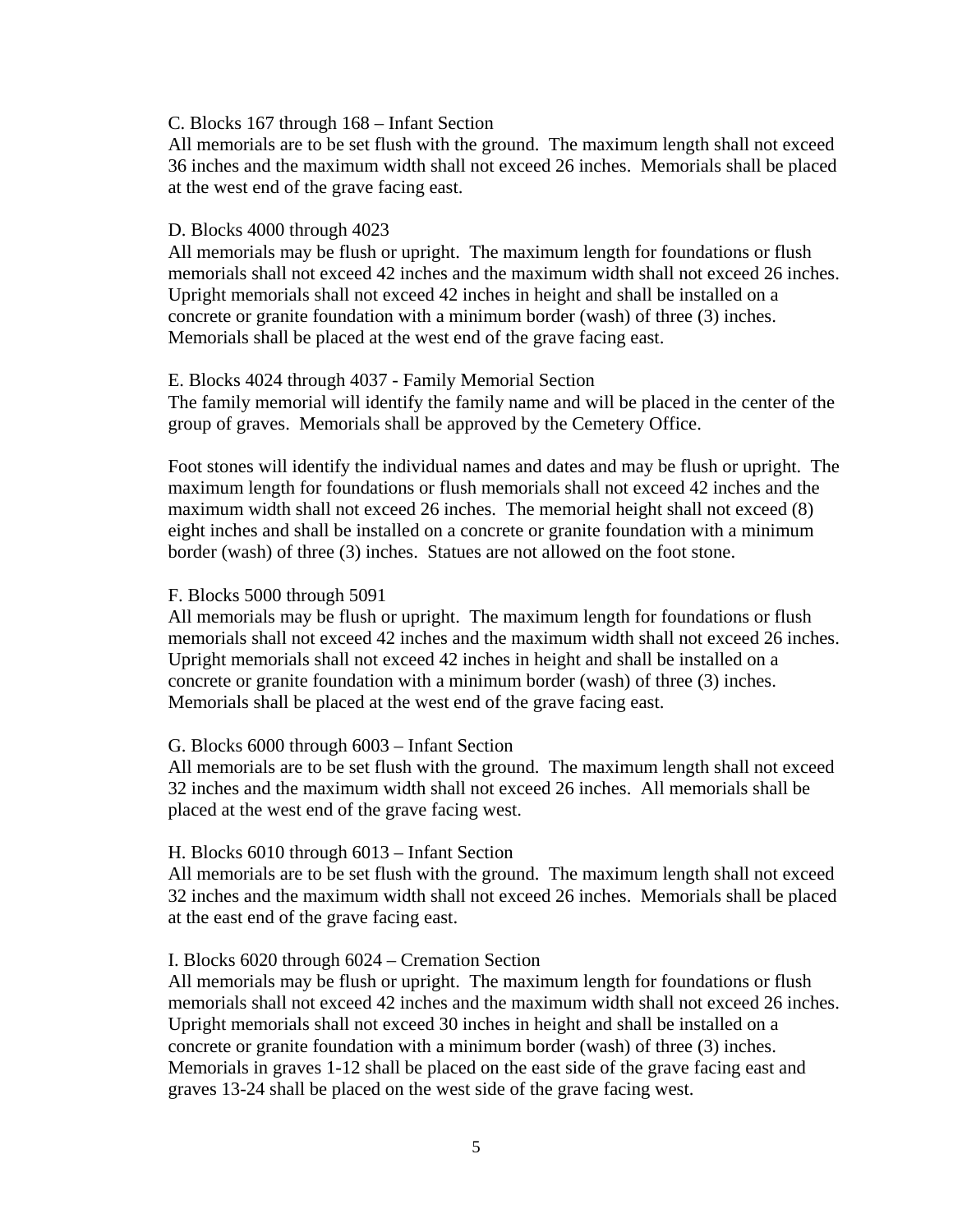C. Blocks 167 through 168 – Infant Section

All memorials are to be set flush with the ground. The maximum length shall not exceed 36 inches and the maximum width shall not exceed 26 inches. Memorials shall be placed at the west end of the grave facing east.

D. Blocks 4000 through 4023

All memorials may be flush or upright. The maximum length for foundations or flush memorials shall not exceed 42 inches and the maximum width shall not exceed 26 inches. Upright memorials shall not exceed 42 inches in height and shall be installed on a concrete or granite foundation with a minimum border (wash) of three (3) inches. Memorials shall be placed at the west end of the grave facing east.

E. Blocks 4024 through 4037 - Family Memorial Section

The family memorial will identify the family name and will be placed in the center of the group of graves. Memorials shall be approved by the Cemetery Office.

Foot stones will identify the individual names and dates and may be flush or upright. The maximum length for foundations or flush memorials shall not exceed 42 inches and the maximum width shall not exceed 26 inches. The memorial height shall not exceed (8) eight inches and shall be installed on a concrete or granite foundation with a minimum border (wash) of three (3) inches. Statues are not allowed on the foot stone.

F. Blocks 5000 through 5091

All memorials may be flush or upright. The maximum length for foundations or flush memorials shall not exceed 42 inches and the maximum width shall not exceed 26 inches. Upright memorials shall not exceed 42 inches in height and shall be installed on a concrete or granite foundation with a minimum border (wash) of three (3) inches. Memorials shall be placed at the west end of the grave facing east.

G. Blocks 6000 through 6003 – Infant Section

All memorials are to be set flush with the ground. The maximum length shall not exceed 32 inches and the maximum width shall not exceed 26 inches. All memorials shall be placed at the west end of the grave facing west.

H. Blocks 6010 through 6013 – Infant Section

All memorials are to be set flush with the ground. The maximum length shall not exceed 32 inches and the maximum width shall not exceed 26 inches. Memorials shall be placed at the east end of the grave facing east.

I. Blocks 6020 through 6024 – Cremation Section

All memorials may be flush or upright. The maximum length for foundations or flush memorials shall not exceed 42 inches and the maximum width shall not exceed 26 inches. Upright memorials shall not exceed 30 inches in height and shall be installed on a concrete or granite foundation with a minimum border (wash) of three (3) inches. Memorials in graves 1-12 shall be placed on the east side of the grave facing east and graves 13-24 shall be placed on the west side of the grave facing west.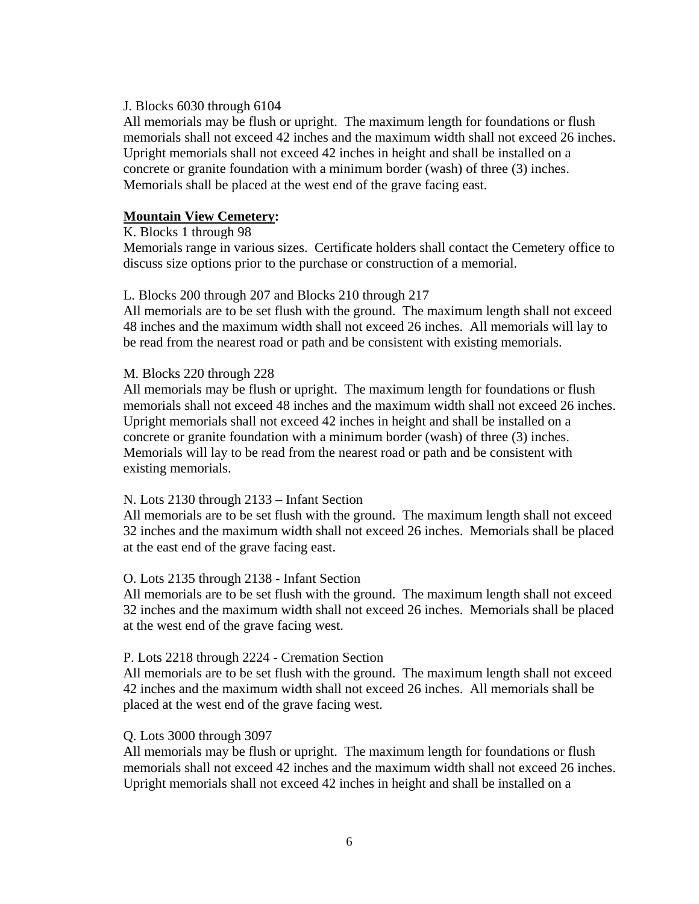J. Blocks 6030 through 6104

All memorials may be flush or upright. The maximum length for foundations or flush memorials shall not exceed 42 inches and the maximum width shall not exceed 26 inches. Upright memorials shall not exceed 42 inches in height and shall be installed on a concrete or granite foundation with a minimum border (wash) of three (3) inches. Memorials shall be placed at the west end of the grave facing east.

**<u>Mountain View Cemetery</u>:**

K. Blocks 1 through 98

Memorials range in various sizes. Certificate holders shall contact the Cemetery office to discuss size options prior to the purchase or construction of a memorial.

L. Blocks 200 through 207 and Blocks 210 through 217

All memorials are to be set flush with the ground. The maximum length shall not exceed 48 inches and the maximum width shall not exceed 26 inches. All memorials will lay to be read from the nearest road or path and be consistent with existing memorials.

M. Blocks 220 through 228

All memorials may be flush or upright. The maximum length for foundations or flush memorials shall not exceed 48 inches and the maximum width shall not exceed 26 inches. Upright memorials shall not exceed 42 inches in height and shall be installed on a concrete or granite foundation with a minimum border (wash) of three (3) inches. Memorials will lay to be read from the nearest road or path and be consistent with existing memorials.

N. Lots 2130 through 2133 – Infant Section

All memorials are to be set flush with the ground. The maximum length shall not exceed 32 inches and the maximum width shall not exceed 26 inches. Memorials shall be placed at the east end of the grave facing east.

O. Lots 2135 through 2138 - Infant Section

All memorials are to be set flush with the ground. The maximum length shall not exceed 32 inches and the maximum width shall not exceed 26 inches. Memorials shall be placed at the west end of the grave facing west.

P. Lots 2218 through 2224 - Cremation Section

All memorials are to be set flush with the ground. The maximum length shall not exceed 42 inches and the maximum width shall not exceed 26 inches. All memorials shall be placed at the west end of the grave facing west.

Q. Lots 3000 through 3097

All memorials may be flush or upright. The maximum length for foundations or flush memorials shall not exceed 42 inches and the maximum width shall not exceed 26 inches. Upright memorials shall not exceed 42 inches in height and shall be installed on a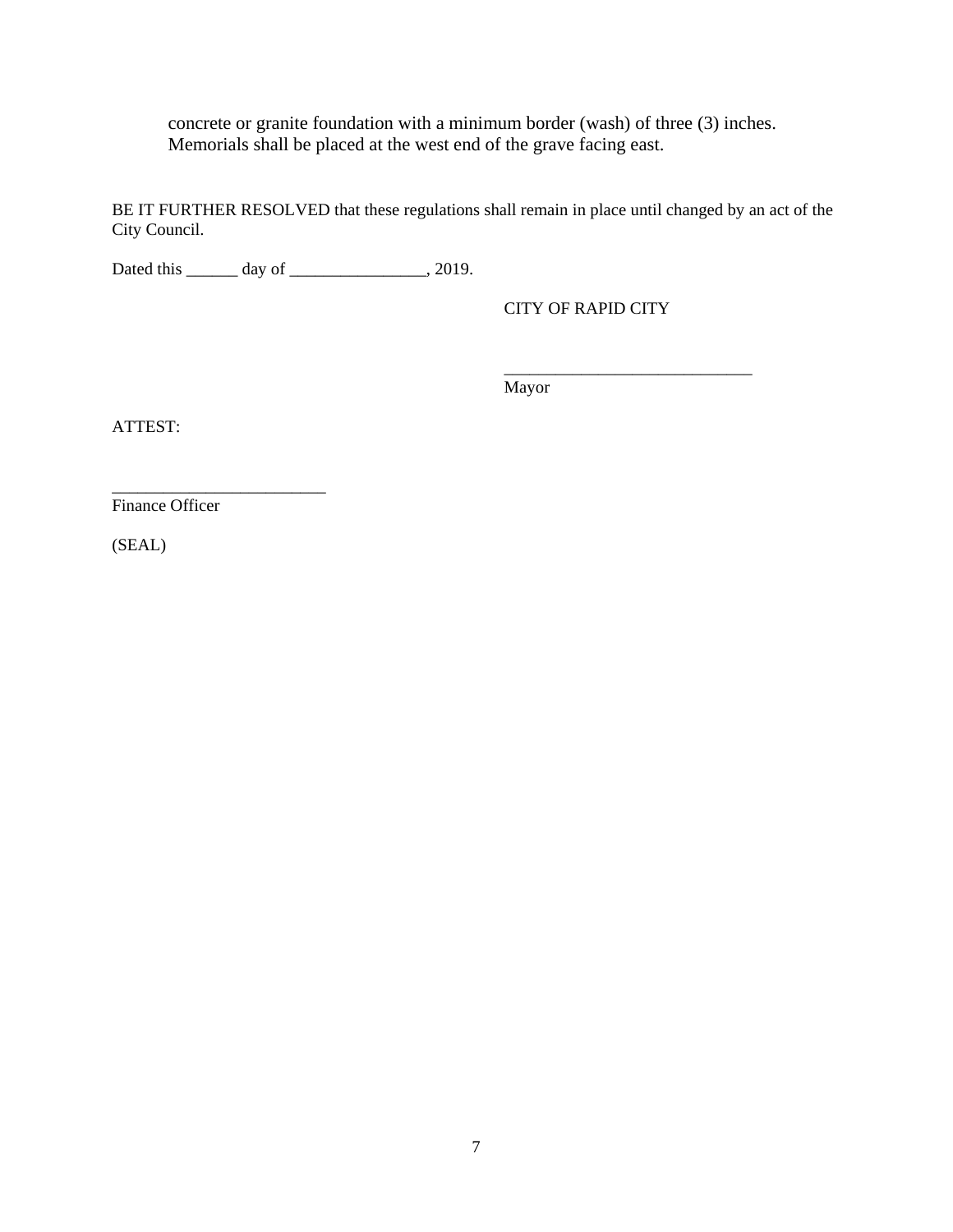concrete or granite foundation with a minimum border (wash) of three (3) inches. Memorials shall be placed at the west end of the grave facing east.

BE IT FURTHER RESOLVED that these regulations shall remain in place until changed by an act of the City Council.

Dated this ______ day of ________________, 2019.

CITY OF RAPID CITY

______________________________
Mayor

ATTEST:

_________________________
Finance Officer

(SEAL)